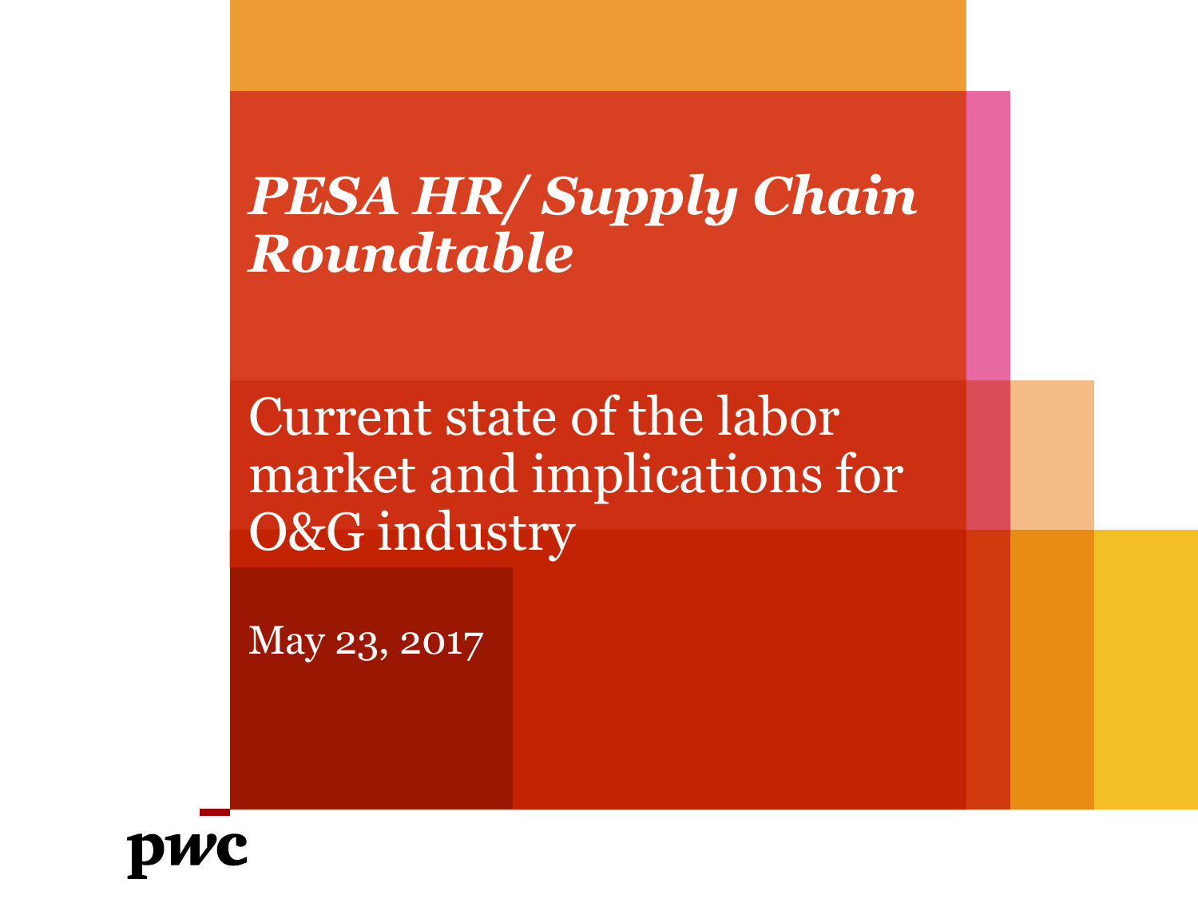# *PESA HR/ Supply Chain Roundtable*

## Current state of the labor market and implications for O&G industry

May 23, 2017

pwc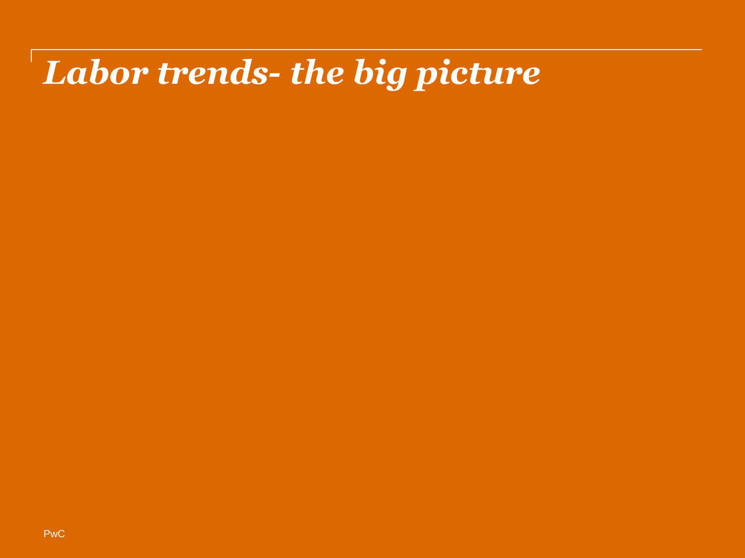# *Labor trends- the big picture*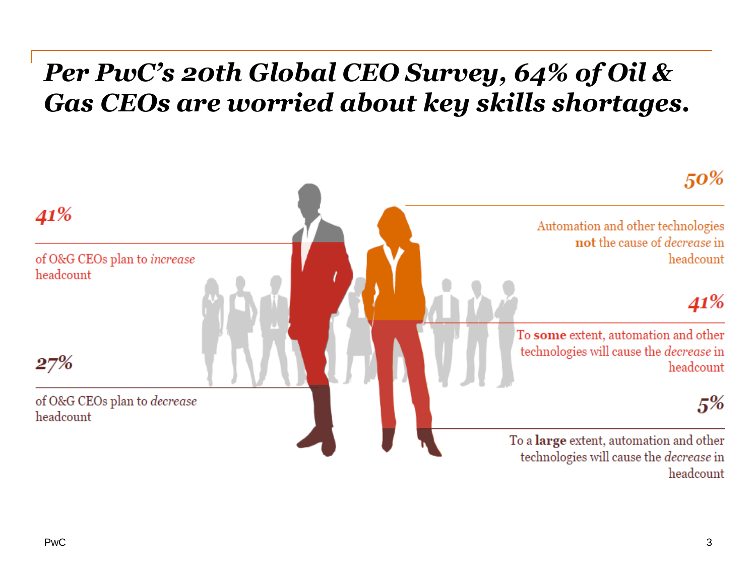# *Per PwC's 20th Global CEO Survey, 64% of Oil & Gas CEOs are worried about key skills shortages.*

*41%*

of O&G CEOs plan to *increase* headcount

*27%*

of O&G CEOs plan to *decrease* headcount

*50%*

Automation and other technologies **not** the cause of *decrease* in headcount

*41%*

To **some** extent, automation and other technologies will cause the *decrease* in headcount

*5%*

To a **large** extent, automation and other technologies will cause the *decrease* in headcount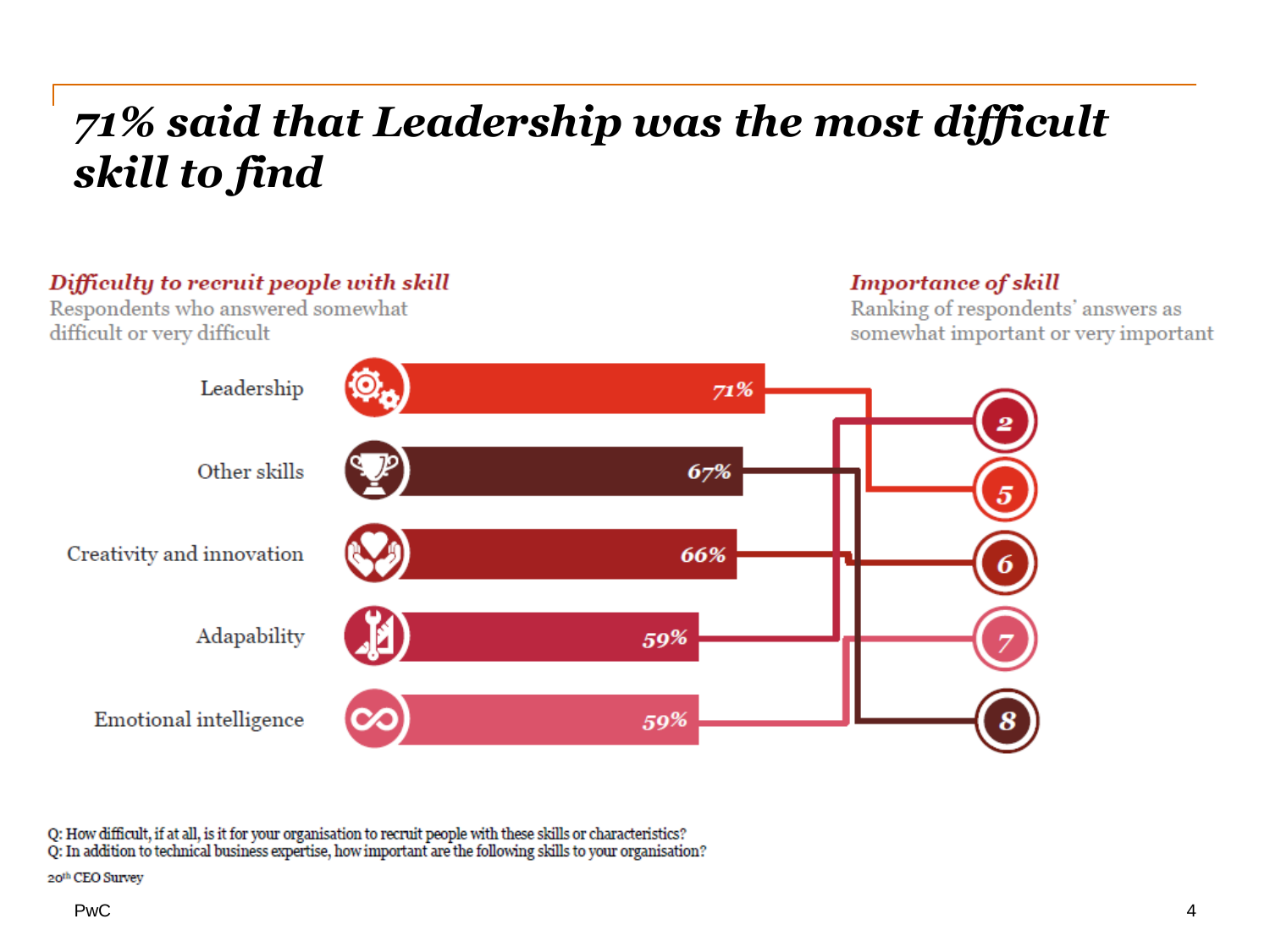# 71% said that Leadership was the most difficult skill to find

***Difficulty to recruit people with skill***

Respondents who answered somewhat difficult or very difficult

***Importance of skill***

Ranking of respondents' answers as somewhat important or very important

Leadership 71% — 5

Other skills 67% — 8

Creativity and innovation 66% — 6

Adapability 59% — 2

Emotional intelligence 59% — 7

Q: How difficult, if at all, is it for your organisation to recruit people with these skills or characteristics?
Q: In addition to technical business expertise, how important are the following skills to your organisation?

20th CEO Survey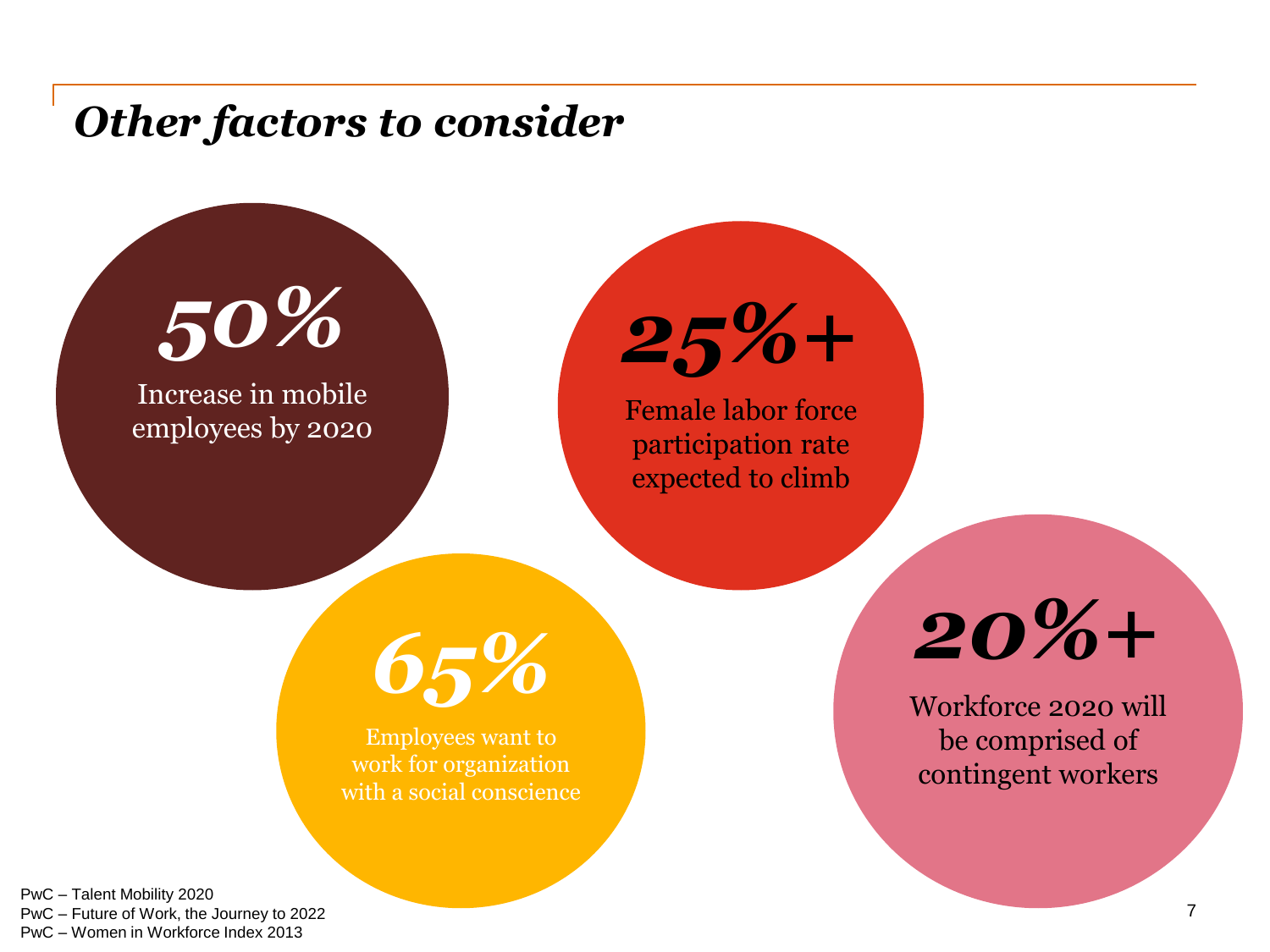# *Other factors to consider*

***50%***

Increase in mobile employees by 2020

***25%+***

Female labor force participation rate expected to climb

***65%***

Employees want to work for organization with a social conscience

***20%+***

Workforce 2020 will be comprised of contingent workers

PwC – Talent Mobility 2020
PwC – Future of Work, the Journey to 2022
PwC – Women in Workforce Index 2013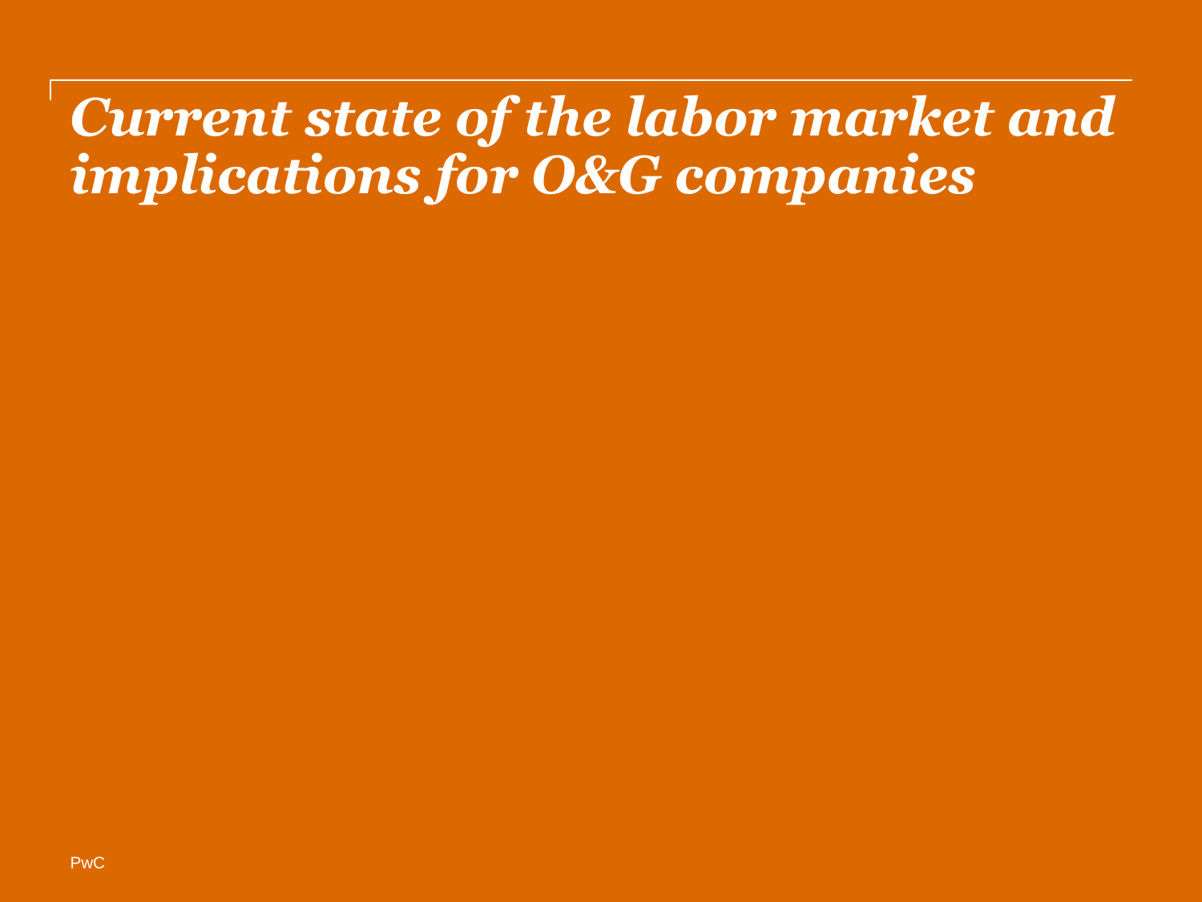# *Current state of the labor market and implications for O&G companies*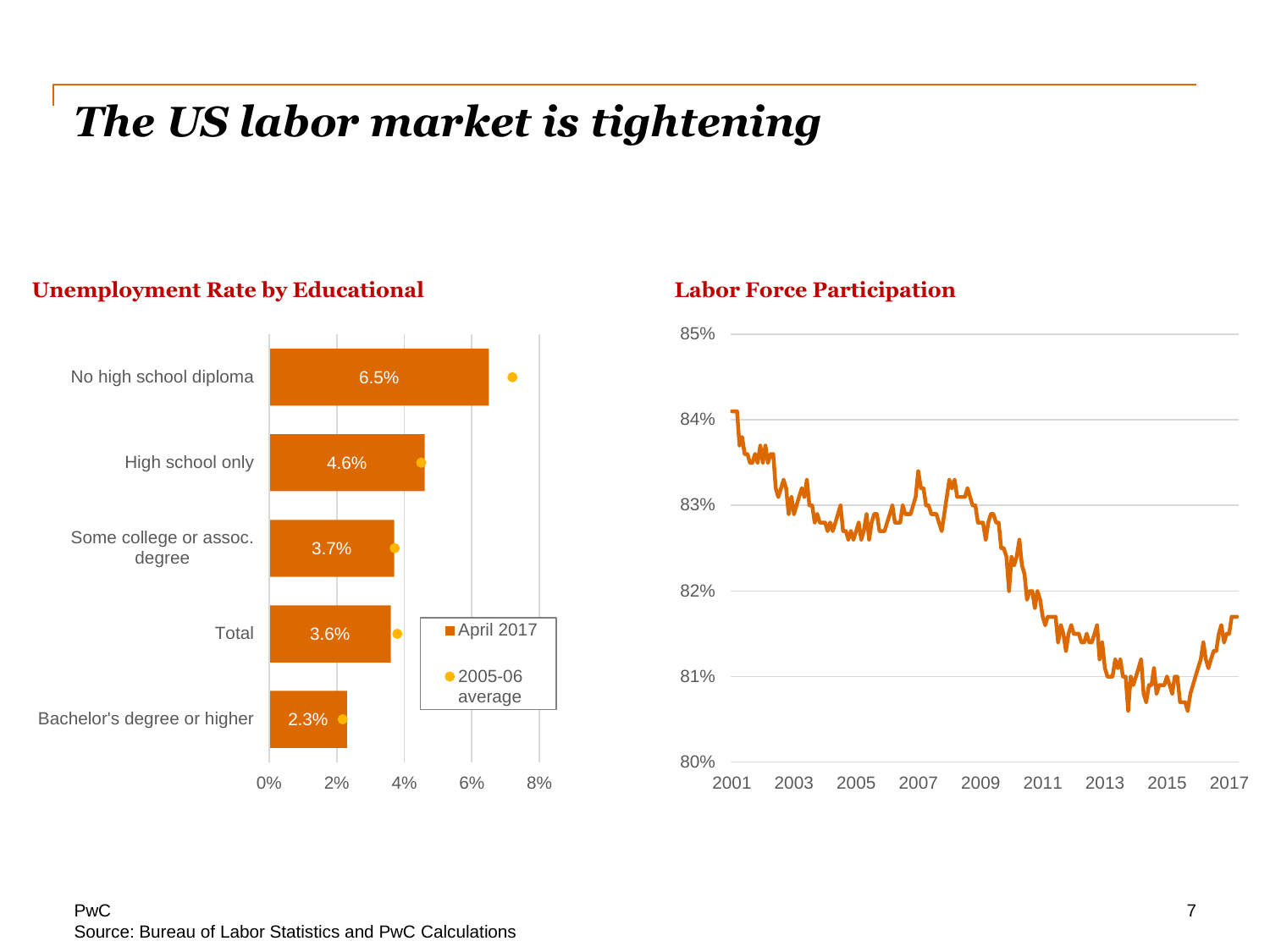# The US labor market is tightening

## Unemployment Rate by Educational

No high school diploma
6.5%

High school only
4.6%

Some college or assoc. degree
3.7%

Total
3.6%

Bachelor's degree or higher
2.3%

0%
2%
4%
6%
8%

April 2017
2005-06 average

## Labor Force Participation

85%
84%
83%
82%
81%
80%

2001
2003
2005
2007
2009
2011
2013
2015
2017

PwC
Source: Bureau of Labor Statistics and PwC Calculations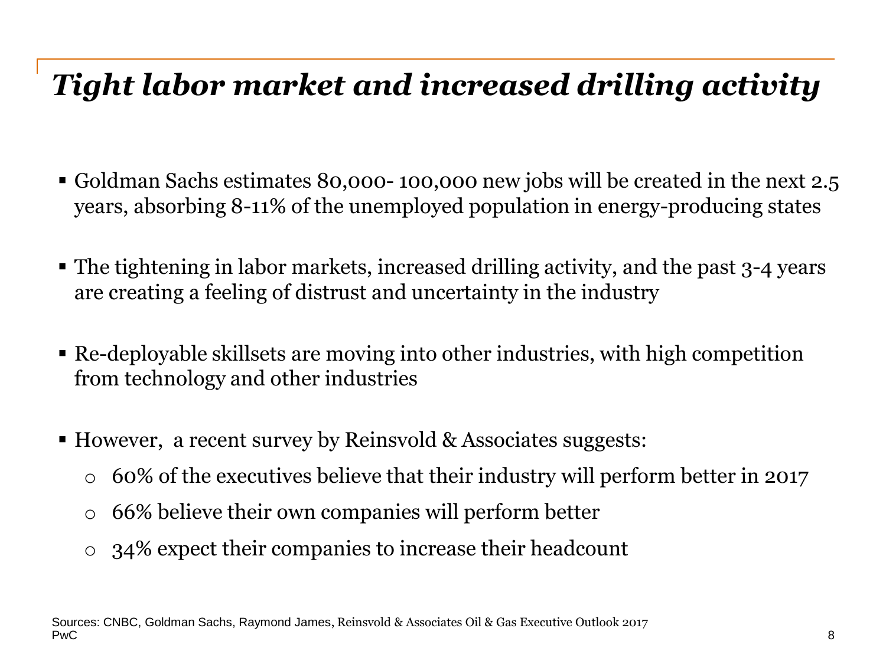# *Tight labor market and increased drilling activity*

- Goldman Sachs estimates 80,000- 100,000 new jobs will be created in the next 2.5 years, absorbing 8-11% of the unemployed population in energy-producing states
- The tightening in labor markets, increased drilling activity, and the past 3-4 years are creating a feeling of distrust and uncertainty in the industry
- Re-deployable skillsets are moving into other industries, with high competition from technology and other industries
- However, a recent survey by Reinsvold & Associates suggests:
  - 60% of the executives believe that their industry will perform better in 2017
  - 66% believe their own companies will perform better
  - 34% expect their companies to increase their headcount

Sources: CNBC, Goldman Sachs, Raymond James, Reinsvold & Associates Oil & Gas Executive Outlook 2017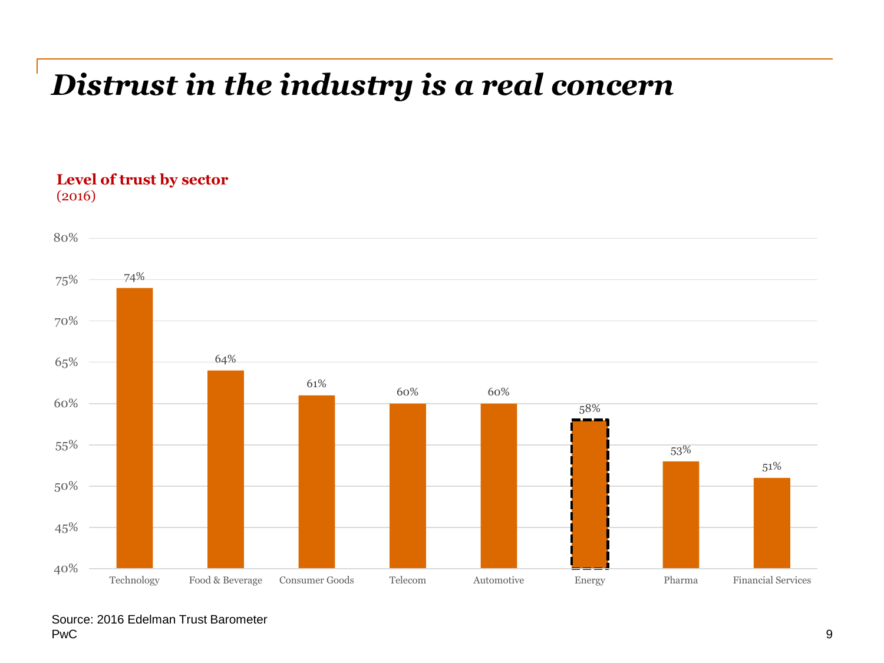# *Distrust in the industry is a real concern*

**Level of trust by sector**
(2016)

80%
75%
70%
65%
60%
55%
50%
45%
40%

74%
64%
61%
60%
60%
58%
53%
51%

Technology
Food & Beverage
Consumer Goods
Telecom
Automotive
Energy
Pharma
Financial Services

Source: 2016 Edelman Trust Barometer
PwC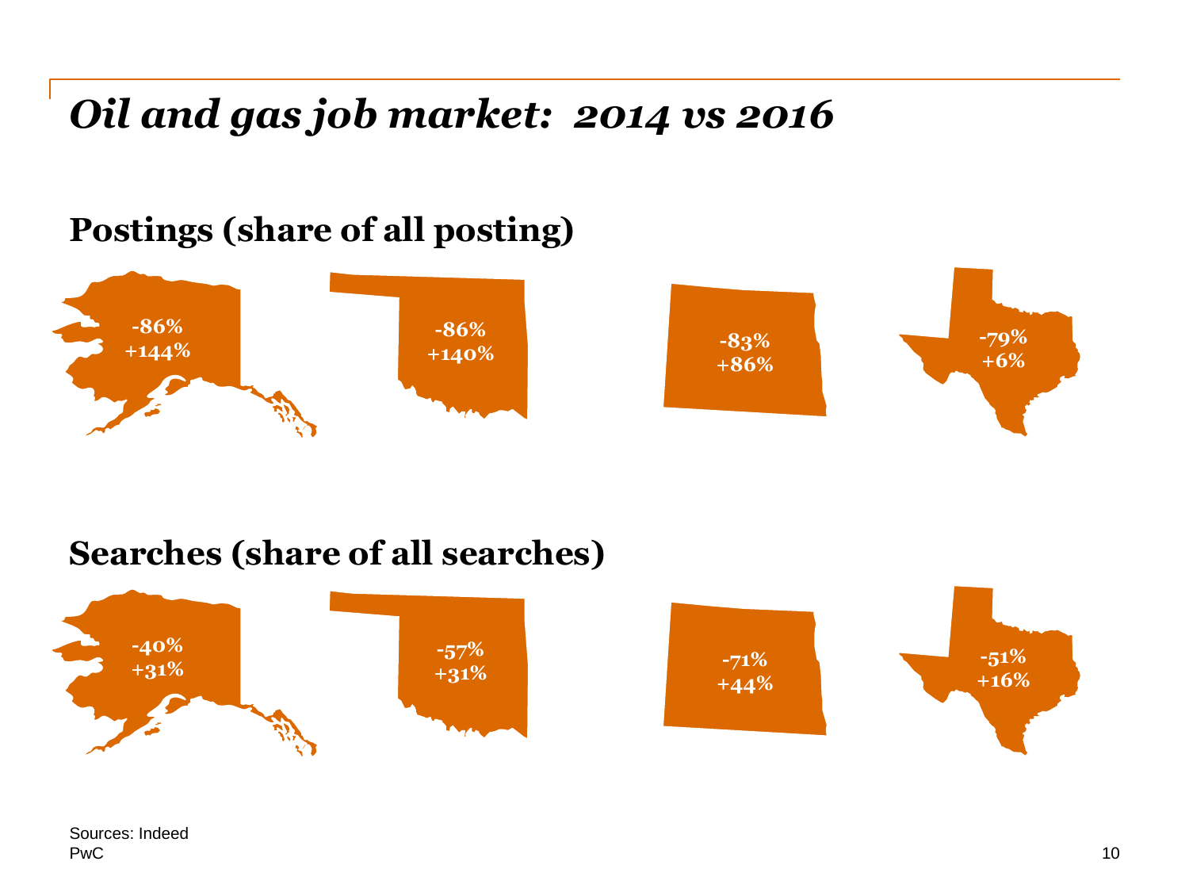# *Oil and gas job market: 2014 vs 2016*

## Postings (share of all posting)

-86%
+144%

-86%
+140%

-83%
+86%

-79%
+6%

## Searches (share of all searches)

-40%
+31%

-57%
+31%

-71%
+44%

-51%
+16%

Sources: Indeed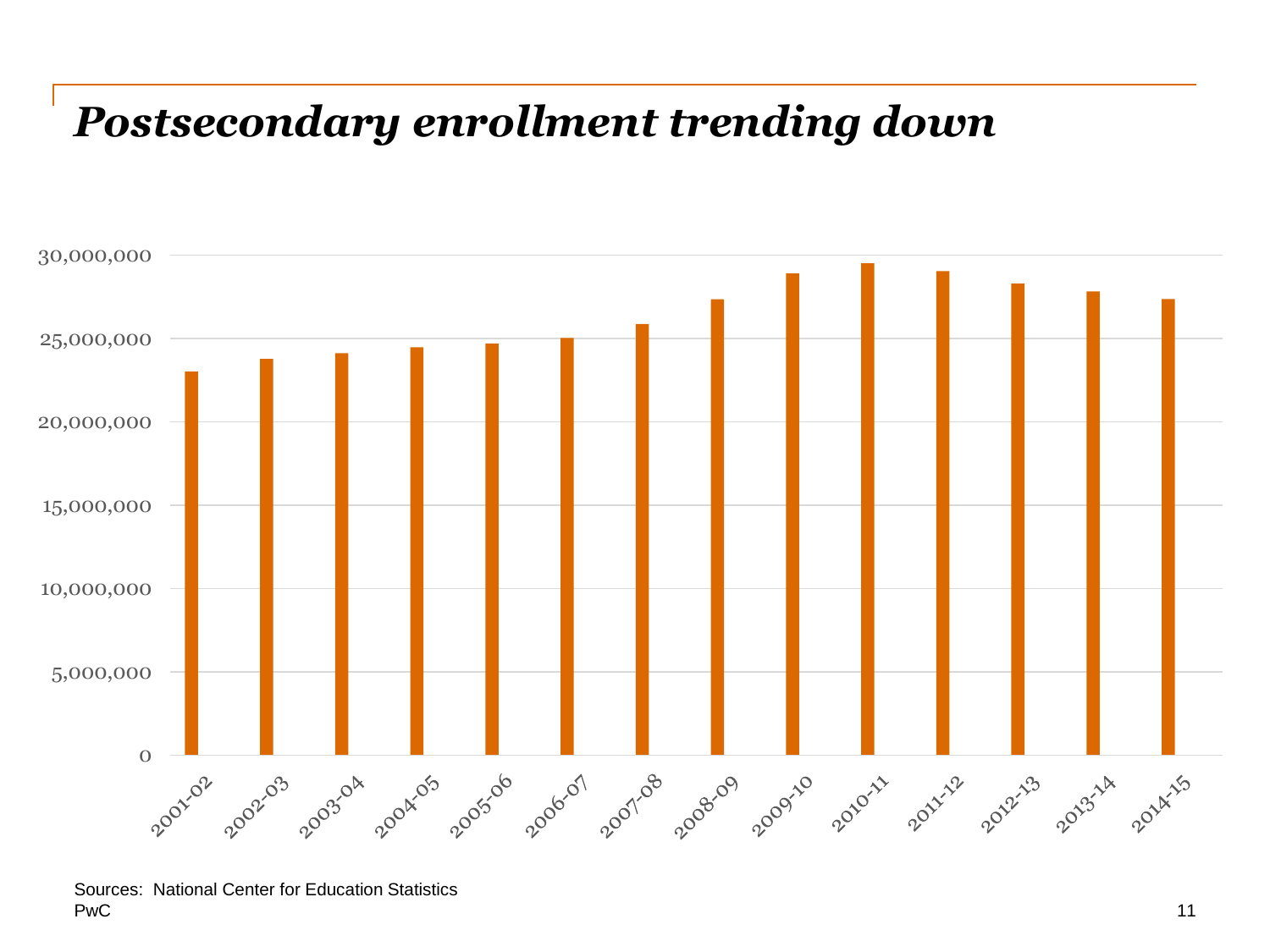# *Postsecondary enrollment trending down*

30,000,000
25,000,000
20,000,000
15,000,000
10,000,000
5,000,000
0

2001-02
2002-03
2003-04
2004-05
2005-06
2006-07
2007-08
2008-09
2009-10
2010-11
2011-12
2012-13
2013-14
2014-15

Sources: National Center for Education Statistics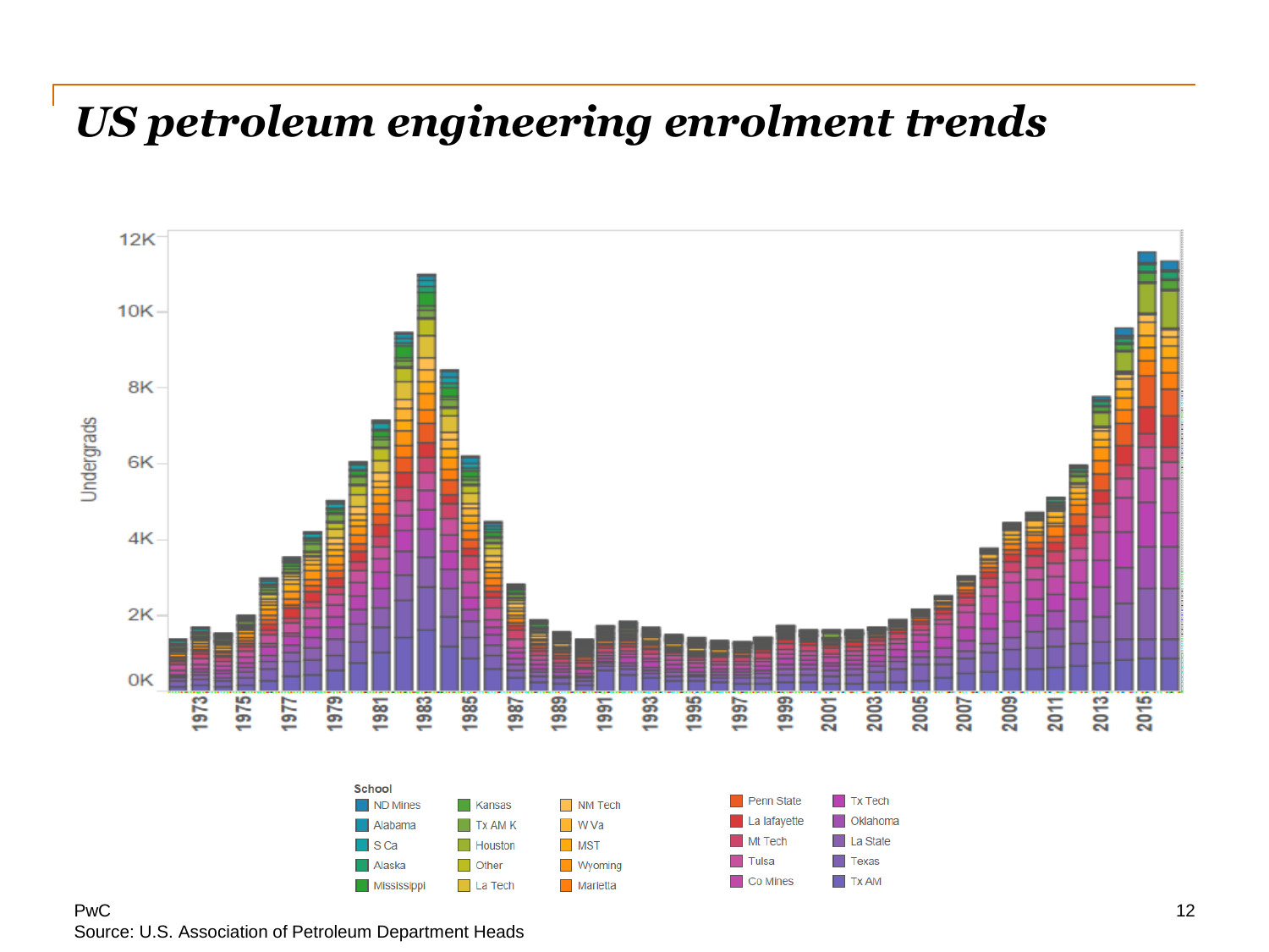# US petroleum engineering enrolment trends

Undergrads

12K
10K
8K
6K
4K
2K
0K

1973
1975
1977
1979
1981
1983
1985
1987
1989
1991
1993
1995
1997
1999
2001
2003
2005
2007
2009
2011
2013
2015

School

ND Mines
Alabama
S Ca
Alaska
Mississippi
Kansas
Tx AM K
Houston
Other
La Tech
NM Tech
W Va
MST
Wyoming
Marietta
Penn State
La lafayette
Mt Tech
Tulsa
Co Mines
Tx Tech
Oklahoma
La State
Texas
Tx AM

PwC

Source: U.S. Association of Petroleum Department Heads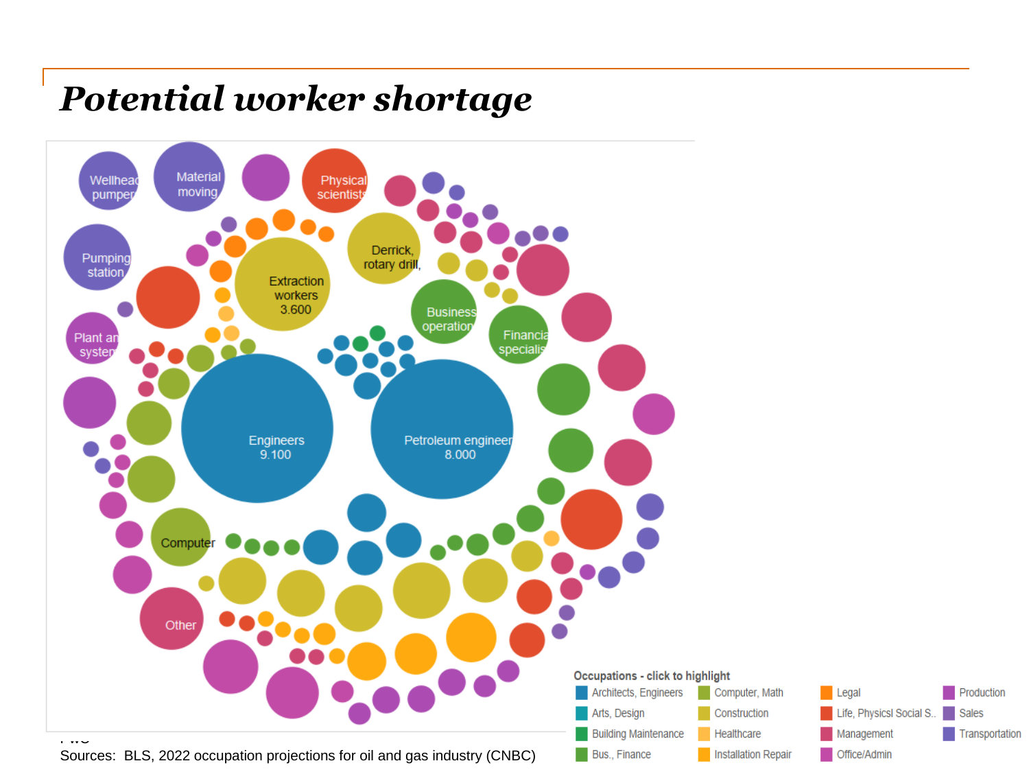# Potential worker shortage

Wellhead pumper

Material moving

Physical scientists

Pumping station

Derrick, rotary drill,

Extraction workers 3.600

Business operation

Plant and system

Financial specialis

Engineers 9.100

Petroleum engineer 8.000

Computer

Other

Occupations - click to highlight

Architects, Engineers

Arts, Design

Building Maintenance

Bus., Finance

Computer, Math

Construction

Healthcare

Installation Repair

Legal

Life, Physicsl Social S..

Management

Office/Admin

Production

Sales

Transportation

Sources: BLS, 2022 occupation projections for oil and gas industry (CNBC)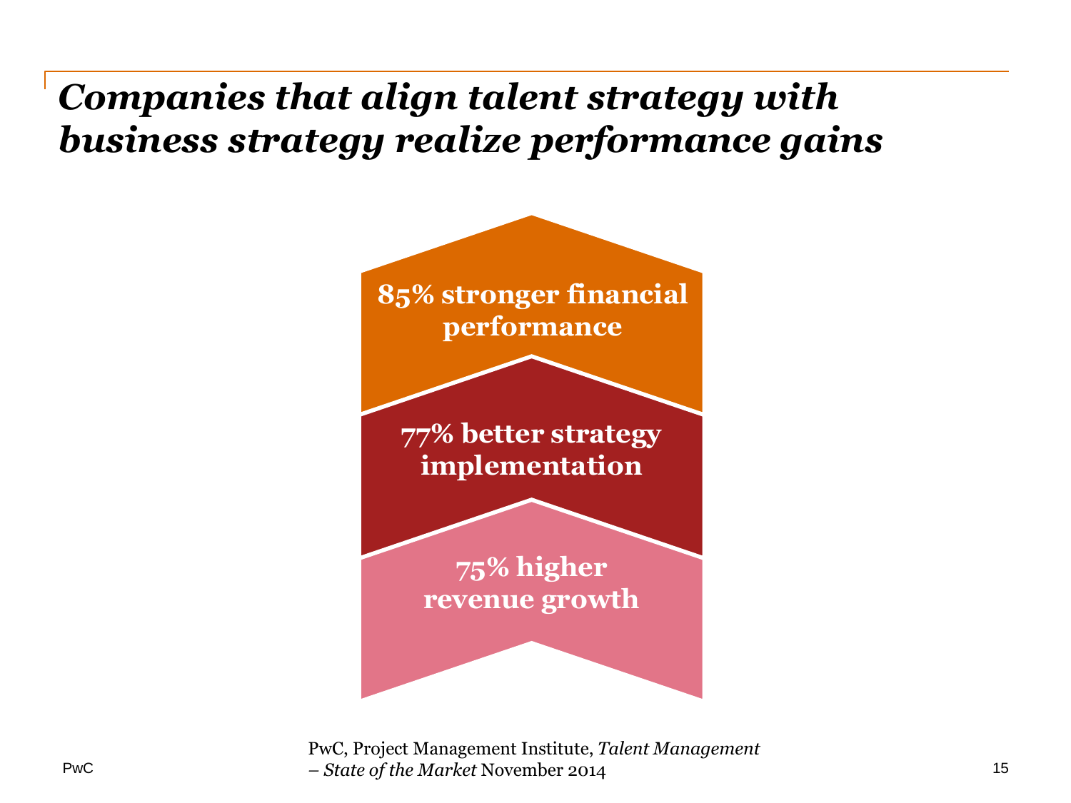# *Companies that align talent strategy with business strategy realize performance gains*

**85% stronger financial performance**

**77% better strategy implementation**

**75% higher revenue growth**

PwC, Project Management Institute, *Talent Management – State of the Market* November 2014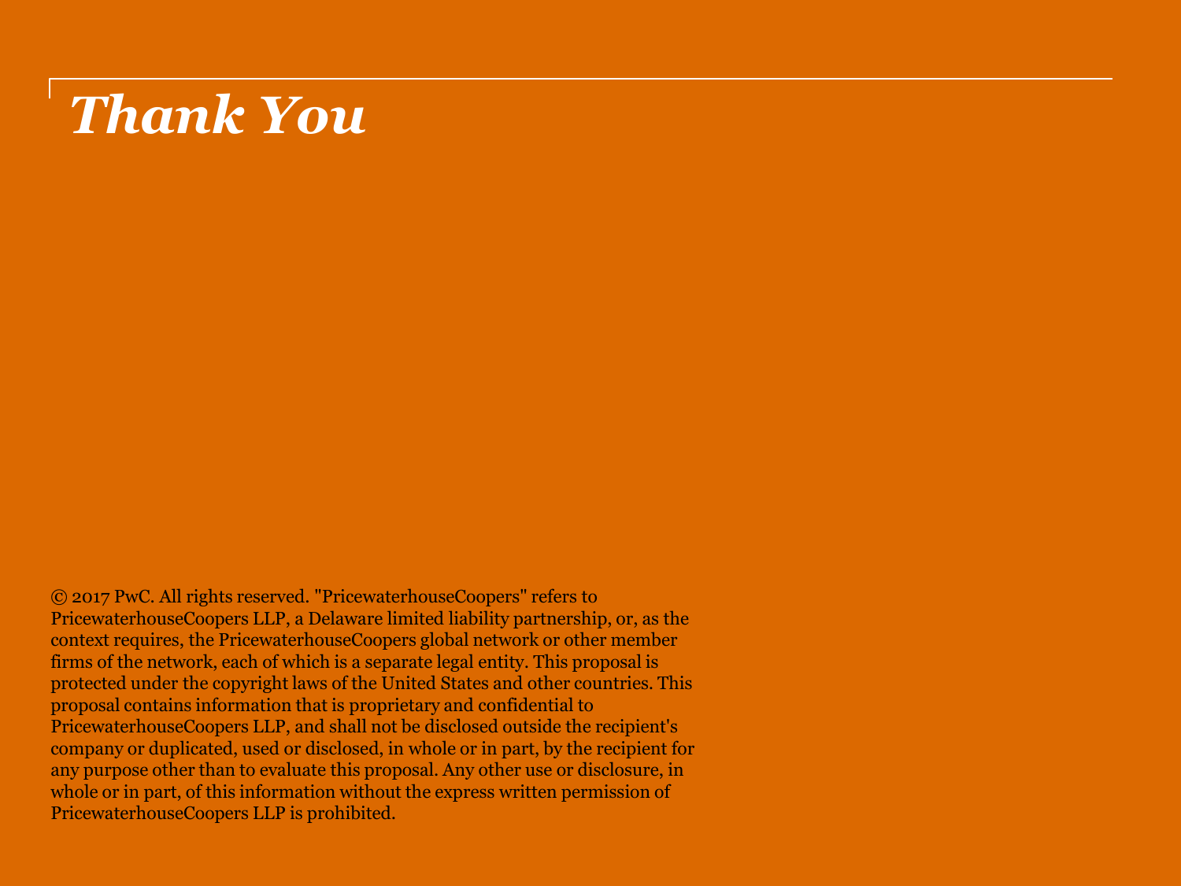# *Thank You*

© 2017 PwC. All rights reserved. "PricewaterhouseCoopers" refers to PricewaterhouseCoopers LLP, a Delaware limited liability partnership, or, as the context requires, the PricewaterhouseCoopers global network or other member firms of the network, each of which is a separate legal entity. This proposal is protected under the copyright laws of the United States and other countries. This proposal contains information that is proprietary and confidential to PricewaterhouseCoopers LLP, and shall not be disclosed outside the recipient's company or duplicated, used or disclosed, in whole or in part, by the recipient for any purpose other than to evaluate this proposal. Any other use or disclosure, in whole or in part, of this information without the express written permission of PricewaterhouseCoopers LLP is prohibited.